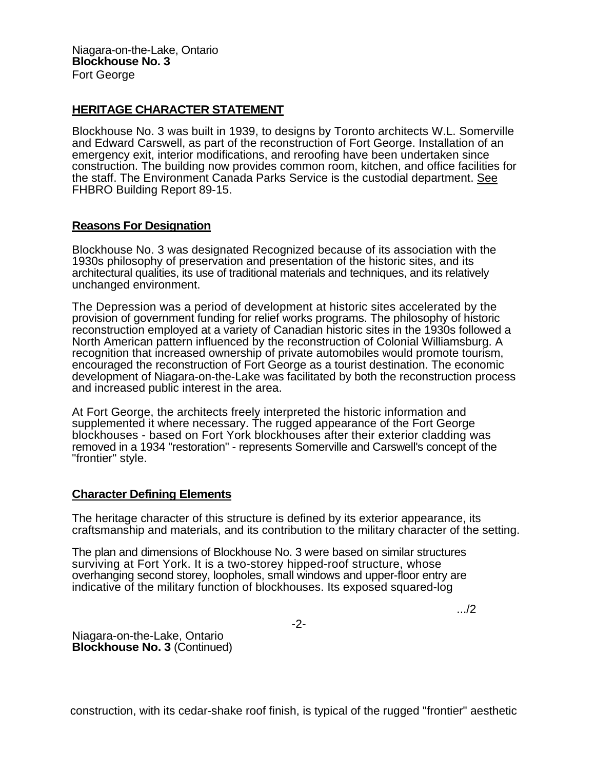Niagara-on-the-Lake, Ontario
**Blockhouse No. 3**
Fort George

## HERITAGE CHARACTER STATEMENT

Blockhouse No. 3 was built in 1939, to designs by Toronto architects W.L. Somerville and Edward Carswell, as part of the reconstruction of Fort George. Installation of an emergency exit, interior modifications, and reroofing have been undertaken since construction. The building now provides common room, kitchen, and office facilities for the staff. The Environment Canada Parks Service is the custodial department. See FHBRO Building Report 89-15.

### Reasons For Designation

Blockhouse No. 3 was designated Recognized because of its association with the 1930s philosophy of preservation and presentation of the historic sites, and its architectural qualities, its use of traditional materials and techniques, and its relatively unchanged environment.

The Depression was a period of development at historic sites accelerated by the provision of government funding for relief works programs. The philosophy of historic reconstruction employed at a variety of Canadian historic sites in the 1930s followed a North American pattern influenced by the reconstruction of Colonial Williamsburg. A recognition that increased ownership of private automobiles would promote tourism, encouraged the reconstruction of Fort George as a tourist destination. The economic development of Niagara-on-the-Lake was facilitated by both the reconstruction process and increased public interest in the area.

At Fort George, the architects freely interpreted the historic information and supplemented it where necessary. The rugged appearance of the Fort George blockhouses - based on Fort York blockhouses after their exterior cladding was removed in a 1934 "restoration" - represents Somerville and Carswell's concept of the "frontier" style.

### Character Defining Elements

The heritage character of this structure is defined by its exterior appearance, its craftsmanship and materials, and its contribution to the military character of the setting.

The plan and dimensions of Blockhouse No. 3 were based on similar structures surviving at Fort York. It is a two-storey hipped-roof structure, whose overhanging second storey, loopholes, small windows and upper-floor entry are indicative of the military function of blockhouses. Its exposed squared-log construction, with its cedar-shake roof finish, is typical of the rugged "frontier" aesthetic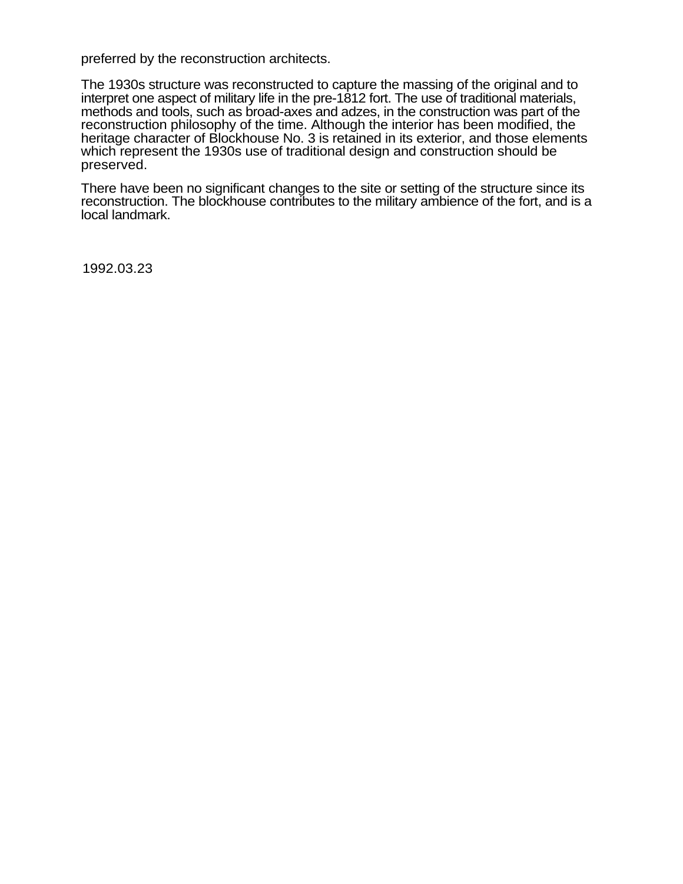preferred by the reconstruction architects.

The 1930s structure was reconstructed to capture the massing of the original and to interpret one aspect of military life in the pre-1812 fort. The use of traditional materials, methods and tools, such as broad-axes and adzes, in the construction was part of the reconstruction philosophy of the time. Although the interior has been modified, the heritage character of Blockhouse No. 3 is retained in its exterior, and those elements which represent the 1930s use of traditional design and construction should be preserved.

There have been no significant changes to the site or setting of the structure since its reconstruction. The blockhouse contributes to the military ambience of the fort, and is a local landmark.

1992.03.23